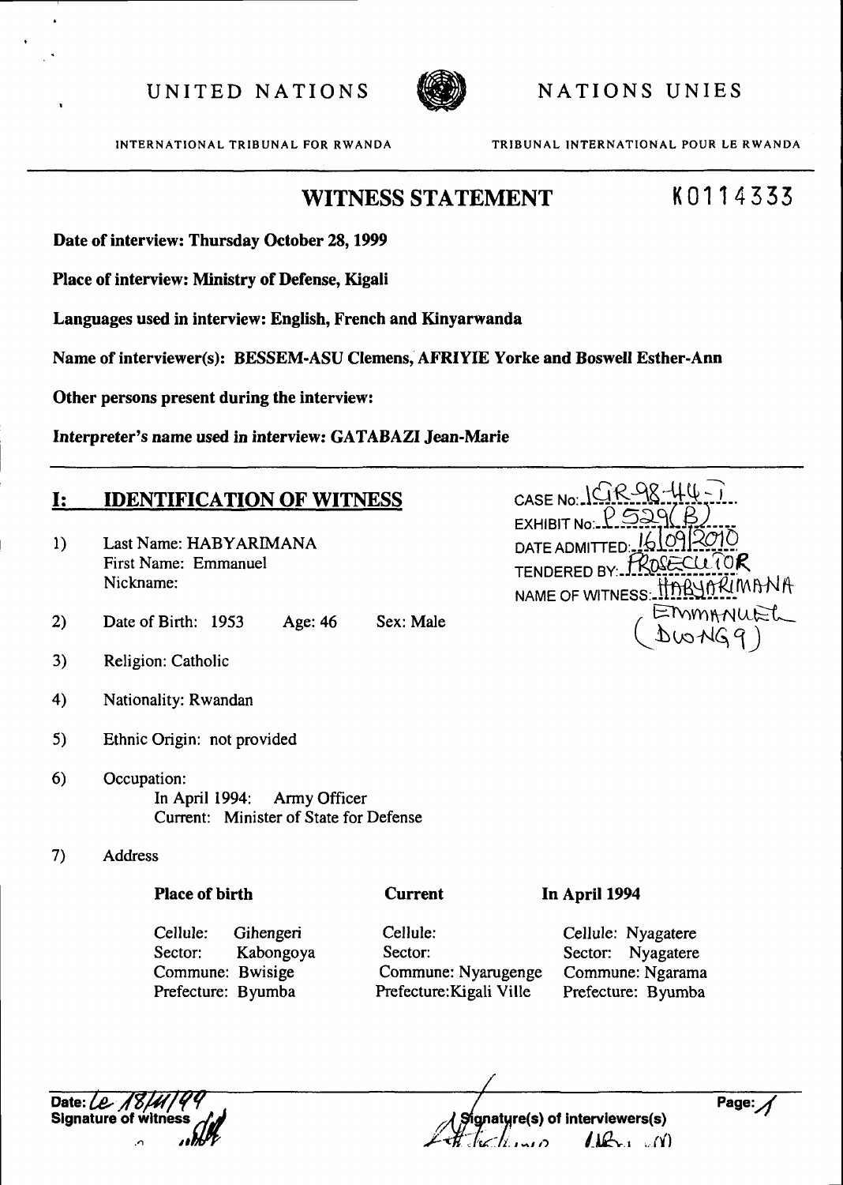UNITED NATIONS NATIONS UNIES

INTERNATIONAL TRIBUNAL FOR RWANDA TRIBUNAL INTERNATIONAL POUR LE RWANDA

## WITNESS STATEMENT

K0114333

**Date of interview: Thursday October 28, 1999**

**Place of interview: Ministry of Defense, Kigali**

**Languages used in interview: English, French and Kinyarwanda**

**Name of interviewer(s): BESSEM-ASU Clemens, AFRIYIE Yorke and Boswell Esther-Ann**

**Other persons present during the interview:**

**Interpreter's name used in interview: GATABAZI Jean-Marie**

CASE No: ICR-98-44-T
EXHIBIT No: P529(B)
DATE ADMITTED: 16/09/2010
TENDERED BY: PROSECUTOR
NAME OF WITNESS: HABYARIMANA EMMANUEL (DWNG9)

## I: IDENTIFICATION OF WITNESS

1) Last Name: HABYARIMANA
   First Name: Emmanuel
   Nickname:

2) Date of Birth: 1953 Age: 46 Sex: Male

3) Religion: Catholic

4) Nationality: Rwandan

5) Ethnic Origin: not provided

6) Occupation:
   In April 1994: Army Officer
   Current: Minister of State for Defense

7) Address

| Place of birth | Current | In April 1994 |
|---|---|---|
| Cellule: Gihengeri | Cellule: | Cellule: Nyagatere |
| Sector: Kabongoya | Sector: | Sector: Nyagatere |
| Commune: Bwisige | Commune: Nyarugenge | Commune: Ngarama |
| Prefecture: Byumba | Prefecture: Kigali Ville | Prefecture: Byumba |

Date: Le 18/11/99
Signature of witness

Signature(s) of interviewers(s)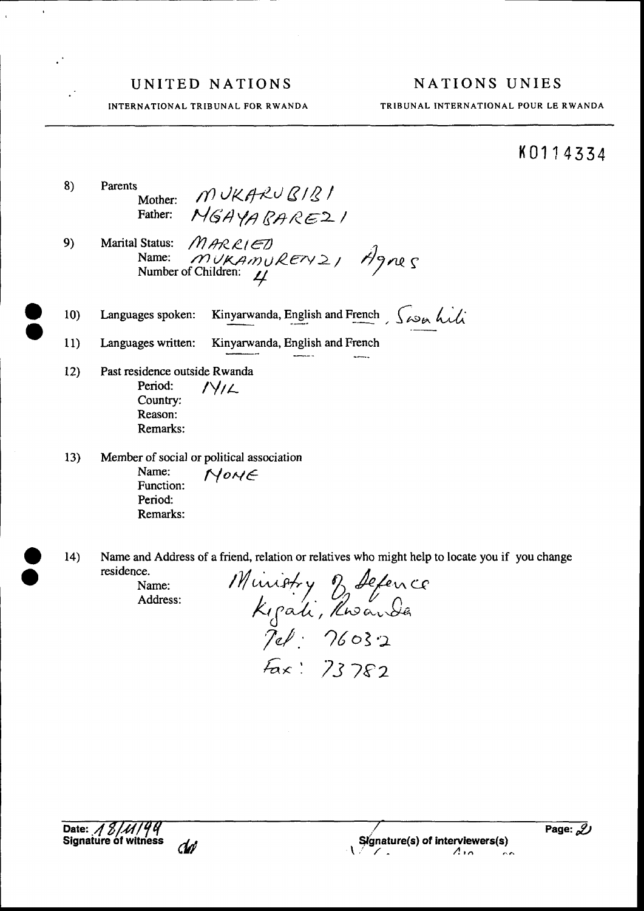UNITED NATIONS | NATIONS UNIES

INTERNATIONAL TRIBUNAL FOR RWANDA | TRIBUNAL INTERNATIONAL POUR LE RWANDA

K0114334

8) Parents
   Mother: MUKARUBIBI
   Father: NGAYABAREZI

9) Marital Status: MARRIED
   Name: MUKAMURENZI Agnes
   Number of Children: 4

10) Languages spoken: Kinyarwanda, English and French, Swahili

11) Languages written: Kinyarwanda, English and French

12) Past residence outside Rwanda
   Period: NIL
   Country:
   Reason:
   Remarks:

13) Member of social or political association
   Name: NONE
   Function:
   Period:
   Remarks:

14) Name and Address of a friend, relation or relatives who might help to locate you if you change residence.
   Name: Ministry of Defence
   Address: Kigali, Rwanda
   Tel: 76032
   Fax: 73782

Date: 18/11/99
Signature of witness

Signature(s) of interviewers(s)

Page: 2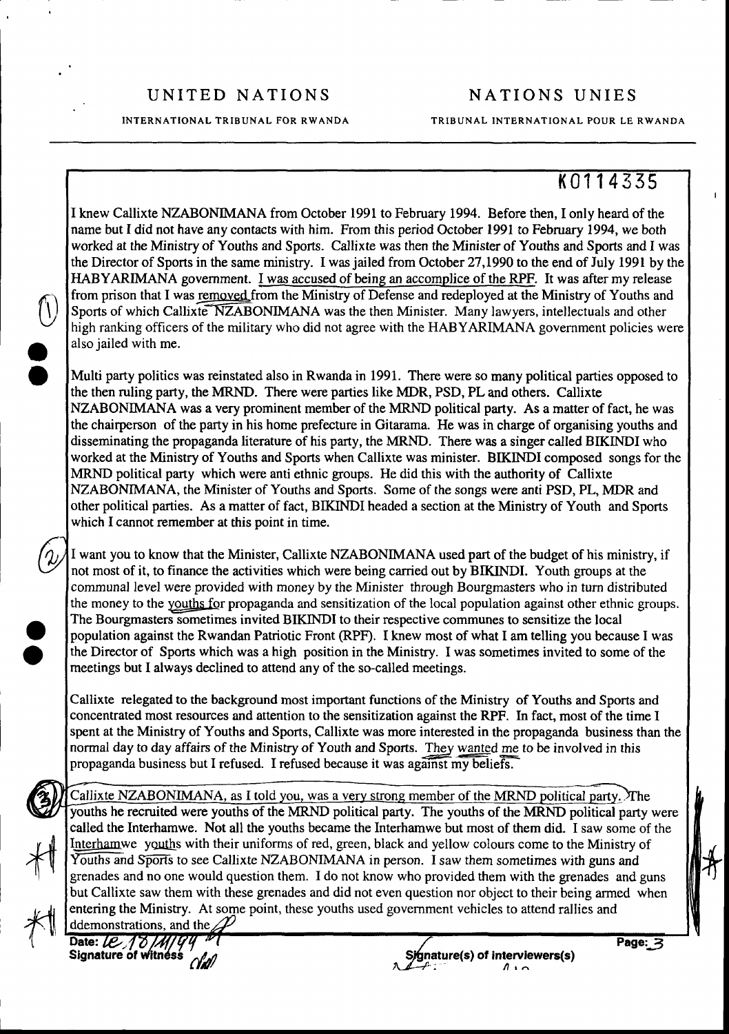UNITED NATIONS NATIONS UNIES

INTERNATIONAL TRIBUNAL FOR RWANDA TRIBUNAL INTERNATIONAL POUR LE RWANDA

K0114335

I knew Callixte NZABONIMANA from October 1991 to February 1994. Before then, I only heard of the name but I did not have any contacts with him. From this period October 1991 to February 1994, we both worked at the Ministry of Youths and Sports. Callixte was then the Minister of Youths and Sports and I was the Director of Sports in the same ministry. I was jailed from October 27,1990 to the end of July 1991 by the HABYARIMANA government. I was accused of being an accomplice of the RPF. It was after my release from prison that I was removed from the Ministry of Defense and redeployed at the Ministry of Youths and Sports of which Callixte NZABONIMANA was the then Minister. Many lawyers, intellectuals and other high ranking officers of the military who did not agree with the HABYARIMANA government policies were also jailed with me.

Multi party politics was reinstated also in Rwanda in 1991. There were so many political parties opposed to the then ruling party, the MRND. There were parties like MDR, PSD, PL and others. Callixte NZABONIMANA was a very prominent member of the MRND political party. As a matter of fact, he was the chairperson of the party in his home prefecture in Gitarama. He was in charge of organising youths and disseminating the propaganda literature of his party, the MRND. There was a singer called BIKINDI who worked at the Ministry of Youths and Sports when Callixte was minister. BIKINDI composed songs for the MRND political party which were anti ethnic groups. He did this with the authority of Callixte NZABONIMANA, the Minister of Youths and Sports. Some of the songs were anti PSD, PL, MDR and other political parties. As a matter of fact, BIKINDI headed a section at the Ministry of Youth and Sports which I cannot remember at this point in time.

I want you to know that the Minister, Callixte NZABONIMANA used part of the budget of his ministry, if not most of it, to finance the activities which were being carried out by BIKINDI. Youth groups at the communal level were provided with money by the Minister through Bourgmasters who in turn distributed the money to the youths for propaganda and sensitization of the local population against other ethnic groups. The Bourgmasters sometimes invited BIKINDI to their respective communes to sensitize the local population against the Rwandan Patriotic Front (RPF). I knew most of what I am telling you because I was the Director of Sports which was a high position in the Ministry. I was sometimes invited to some of the meetings but I always declined to attend any of the so-called meetings.

Callixte relegated to the background most important functions of the Ministry of Youths and Sports and concentrated most resources and attention to the sensitization against the RPF. In fact, most of the time I spent at the Ministry of Youths and Sports, Callixte was more interested in the propaganda business than the normal day to day affairs of the Ministry of Youth and Sports. They wanted me to be involved in this propaganda business but I refused. I refused because it was against my beliefs.

Callixte NZABONIMANA, as I told you, was a very strong member of the MRND political party. The youths he recruited were youths of the MRND political party. The youths of the MRND political party were called the Interhamwe. Not all the youths became the Interhamwe but most of them did. I saw some of the Interhamwe youths with their uniforms of red, green, black and yellow colours come to the Ministry of Youths and Sports to see Callixte NZABONIMANA in person. I saw them sometimes with guns and grenades and no one would question them. I do not know who provided them with the grenades and guns but Callixte saw them with these grenades and did not even question nor object to their being armed when entering the Ministry. At some point, these youths used government vehicles to attend rallies and ddemonstrations, and the

Date: le 18/11/99

Signature of witness

Signature(s) of interviewers(s)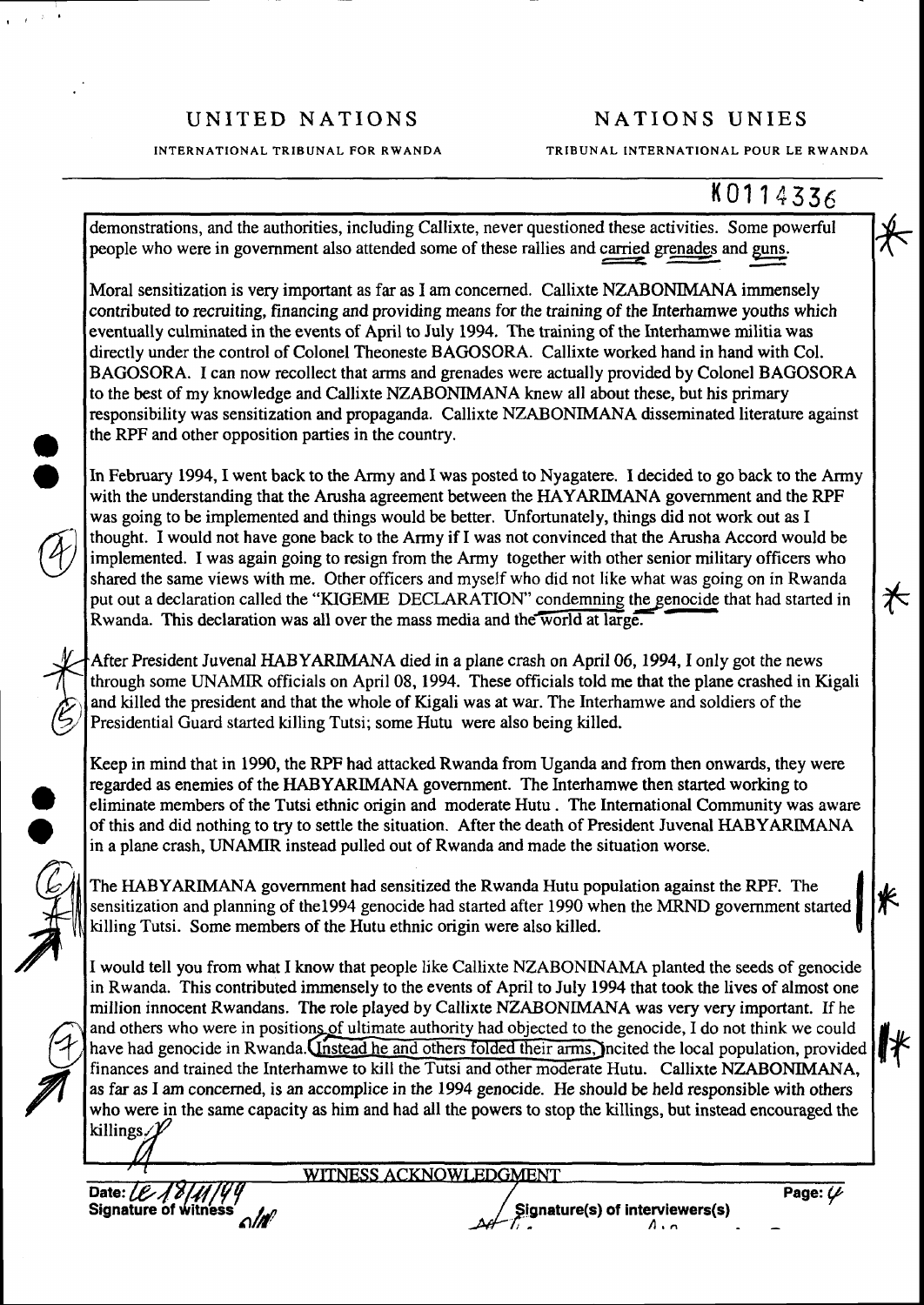UNITED NATIONS

NATIONS UNIES

INTERNATIONAL TRIBUNAL FOR RWANDA

TRIBUNAL INTERNATIONAL POUR LE RWANDA

K0114336

demonstrations, and the authorities, including Callixte, never questioned these activities. Some powerful people who were in government also attended some of these rallies and carried grenades and guns.

Moral sensitization is very important as far as I am concerned. Callixte NZABONIMANA immensely contributed to recruiting, financing and providing means for the training of the Interhamwe youths which eventually culminated in the events of April to July 1994. The training of the Interhamwe militia was directly under the control of Colonel Theoneste BAGOSORA. Callixte worked hand in hand with Col. BAGOSORA. I can now recollect that arms and grenades were actually provided by Colonel BAGOSORA to the best of my knowledge and Callixte NZABONIMANA knew all about these, but his primary responsibility was sensitization and propaganda. Callixte NZABONIMANA disseminated literature against the RPF and other opposition parties in the country.

In February 1994, I went back to the Army and I was posted to Nyagatere. I decided to go back to the Army with the understanding that the Arusha agreement between the HAYARIMANA government and the RPF was going to be implemented and things would be better. Unfortunately, things did not work out as I thought. I would not have gone back to the Army if I was not convinced that the Arusha Accord would be implemented. I was again going to resign from the Army together with other senior military officers who shared the same views with me. Other officers and myself who did not like what was going on in Rwanda put out a declaration called the "KIGEME DECLARATION" condemning the genocide that had started in Rwanda. This declaration was all over the mass media and the world at large.

After President Juvenal HABYARIMANA died in a plane crash on April 06, 1994, I only got the news through some UNAMIR officials on April 08, 1994. These officials told me that the plane crashed in Kigali and killed the president and that the whole of Kigali was at war. The Interhamwe and soldiers of the Presidential Guard started killing Tutsi; some Hutu were also being killed.

Keep in mind that in 1990, the RPF had attacked Rwanda from Uganda and from then onwards, they were regarded as enemies of the HABYARIMANA government. The Interhamwe then started working to eliminate members of the Tutsi ethnic origin and moderate Hutu . The International Community was aware of this and did nothing to try to settle the situation. After the death of President Juvenal HABYARIMANA in a plane crash, UNAMIR instead pulled out of Rwanda and made the situation worse.

The HABYARIMANA government had sensitized the Rwanda Hutu population against the RPF. The sensitization and planning of the1994 genocide had started after 1990 when the MRND government started killing Tutsi. Some members of the Hutu ethnic origin were also killed.

I would tell you from what I know that people like Callixte NZABONINAMA planted the seeds of genocide in Rwanda. This contributed immensely to the events of April to July 1994 that took the lives of almost one million innocent Rwandans. The role played by Callixte NZABONIMANA was very very important. If he and others who were in positions of ultimate authority had objected to the genocide, I do not think we could have had genocide in Rwanda. Instead he and others folded their arms, incited the local population, provided finances and trained the Interhamwe to kill the Tutsi and other moderate Hutu. Callixte NZABONIMANA, as far as I am concerned, is an accomplice in the 1994 genocide. He should be held responsible with others who were in the same capacity as him and had all the powers to stop the killings, but instead encouraged the killings.

WITNESS ACKNOWLEDGMENT

Date: 18/11/99

Signature of witness

Signature(s) of interviewers(s)

Page: 4